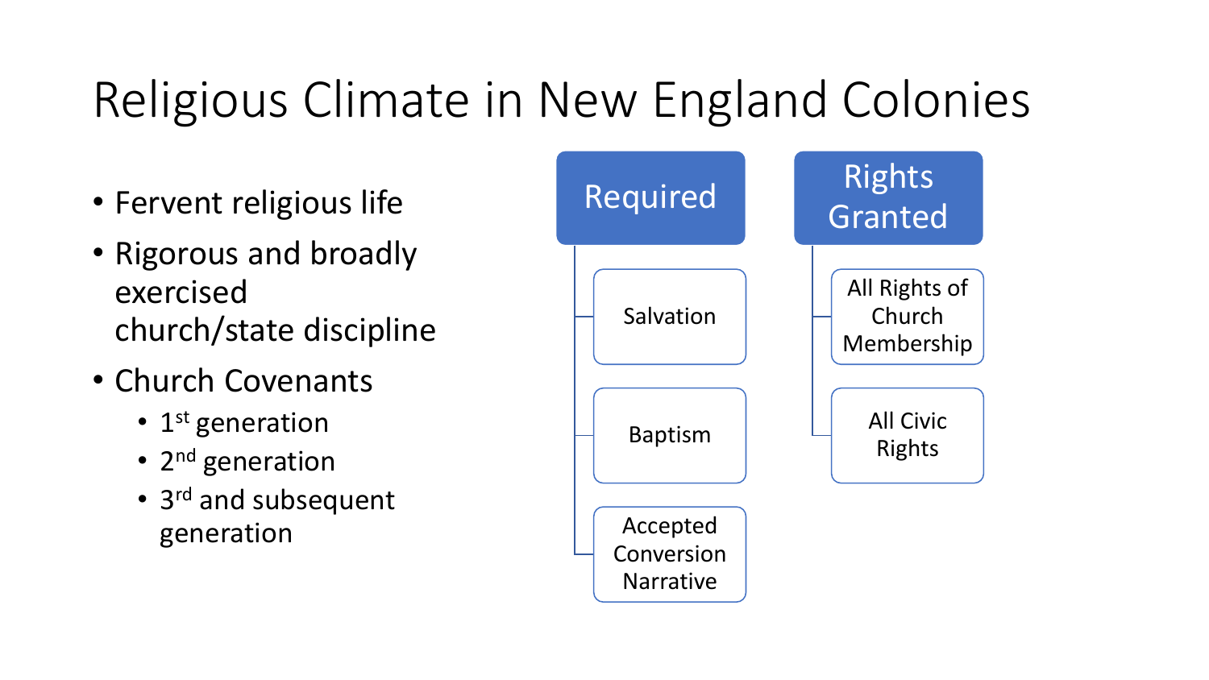# Religious Climate in New England Colonies

- Fervent religious life
- Rigorous and broadly exercised church/state discipline
- Church Covenants
  - 1st generation
  - 2nd generation
  - 3rd and subsequent generation

**Required**

- Salvation
- Baptism
- Accepted Conversion Narrative

**Rights Granted**

- All Rights of Church Membership
- All Civic Rights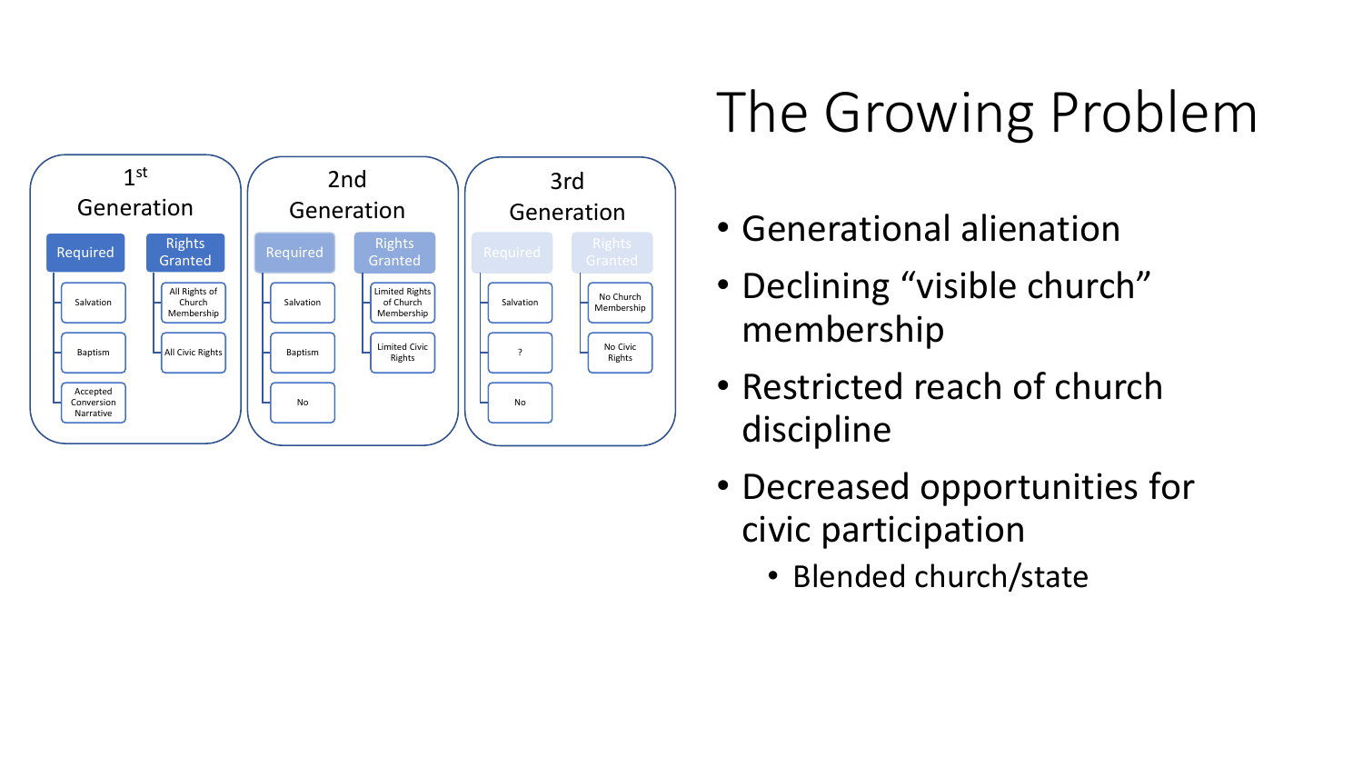# The Growing Problem

| | 1st Generation | 2nd Generation | 3rd Generation |
|---|---|---|---|
| Required | Salvation | Salvation | Salvation |
| | Baptism | Baptism | ? |
| | Accepted Conversion Narrative | No | No |
| Rights Granted | All Rights of Church Membership | Limited Rights of Church Membership | No Church Membership |
| | All Civic Rights | Limited Civic Rights | No Civic Rights |

- Generational alienation
- Declining "visible church" membership
- Restricted reach of church discipline
- Decreased opportunities for civic participation
  - Blended church/state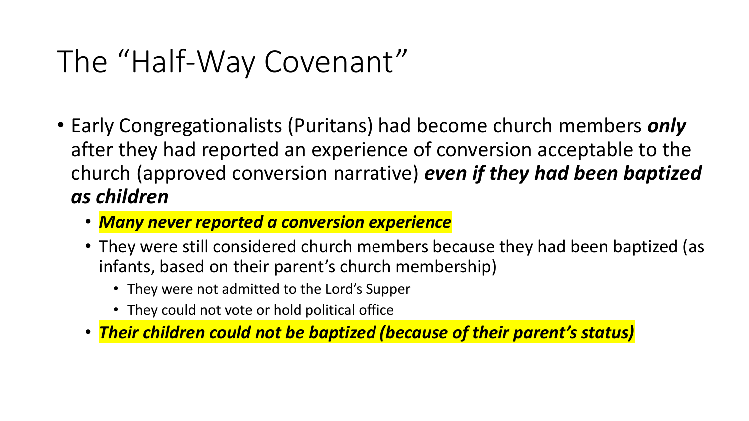# The “Half-Way Covenant”

- Early Congregationalists (Puritans) had become church members ***only*** after they had reported an experience of conversion acceptable to the church (approved conversion narrative) ***even if they had been baptized as children***
  - ***Many never reported a conversion experience***
  - They were still considered church members because they had been baptized (as infants, based on their parent’s church membership)
    - They were not admitted to the Lord’s Supper
    - They could not vote or hold political office
  - ***Their children could not be baptized (because of their parent’s status)***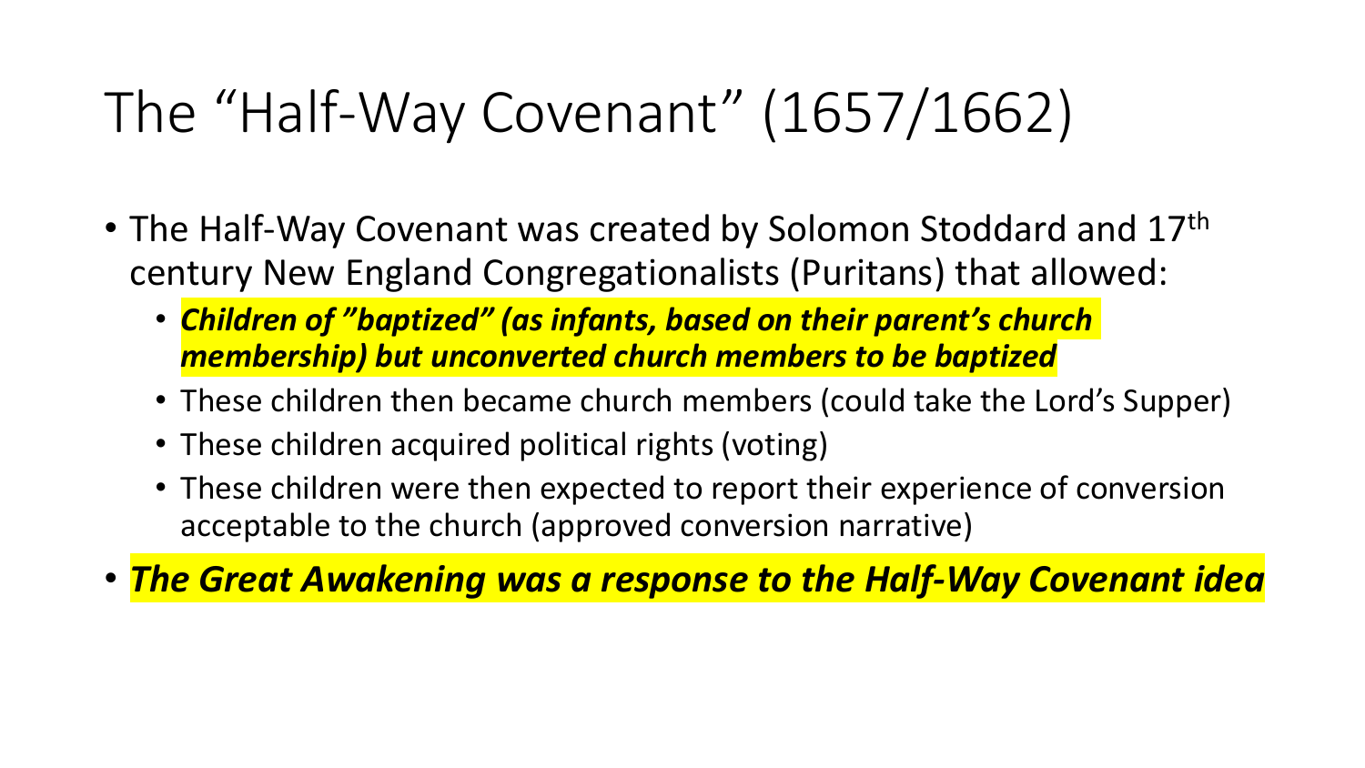# The "Half-Way Covenant" (1657/1662)

- The Half-Way Covenant was created by Solomon Stoddard and 17th century New England Congregationalists (Puritans) that allowed:
  - ***Children of "baptized" (as infants, based on their parent's church membership) but unconverted church members to be baptized***
  - These children then became church members (could take the Lord's Supper)
  - These children acquired political rights (voting)
  - These children were then expected to report their experience of conversion acceptable to the church (approved conversion narrative)
- ***The Great Awakening was a response to the Half-Way Covenant idea***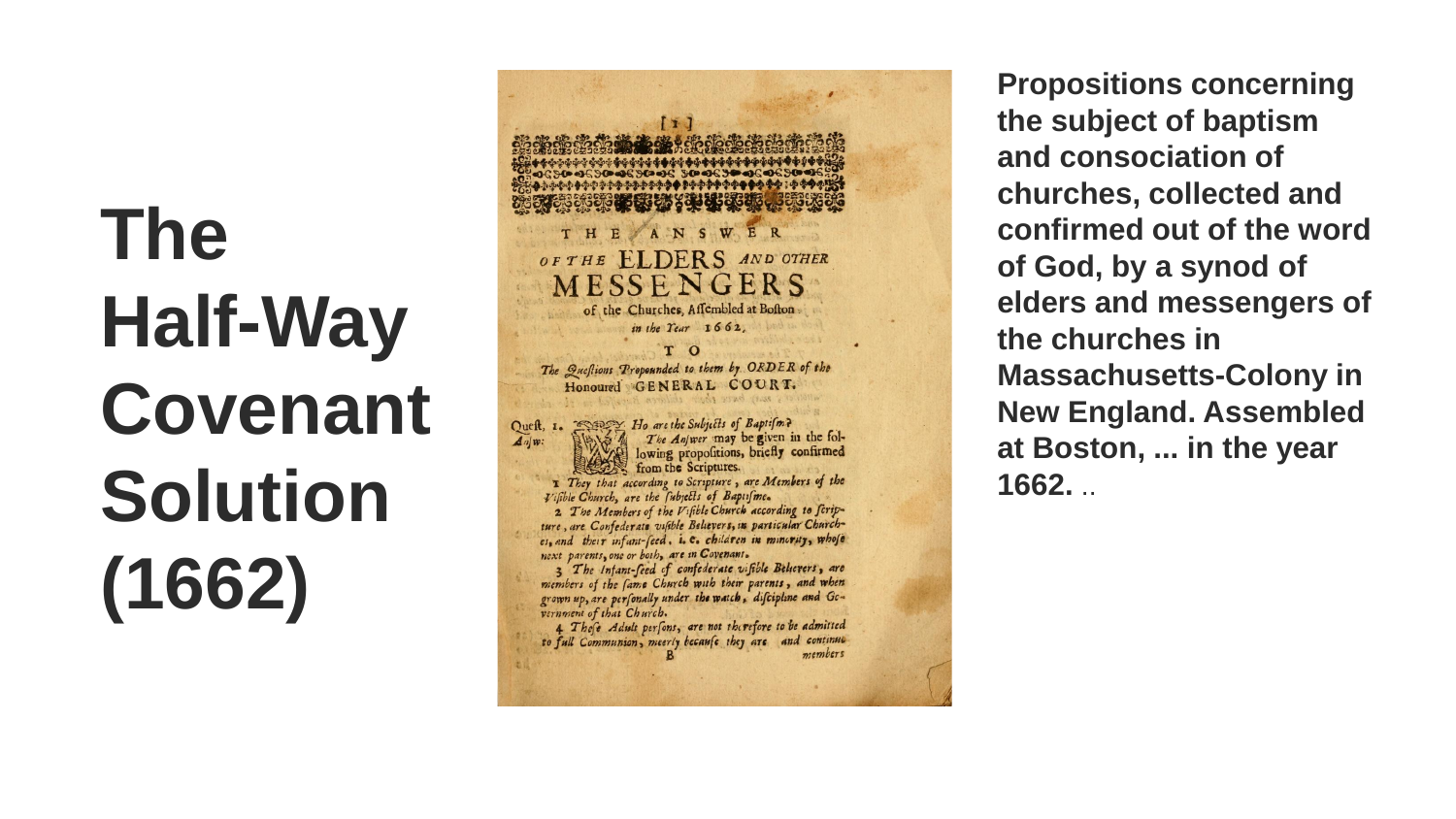# The Half-Way Covenant Solution (1662)

[1]

THE ANSWER

OF THE ELDERS AND OTHER MESSENGERS

of the Churches, Assembled at Boston in the Year 1662,

TO

*The Questions Propounded to them by ORDER of the* Honoured GENERAL COURT.

Quest. 1. *Who are the Subjects of Baptism?*

*Answ:* *The Answer* may be given in the following propositions, briefly confirmed from the Scriptures.

1 *They that according to Scripture, are Members of the Visible Church, are the subjects of Baptisme.*

2 *The Members of the Visible Church according to Scripture, are Confederate visible Believers, in particular Churches, and their infant-seed, i. e. children in minority, whose next parents, one or both, are in Covenant.*

3 *The Infant-seed of confederate visible Believers, are members of the same Church with their parents, and when grown up, are personally under the watch, discipline and Government of that Church.*

4 *Those Adult persons, are not therefore to be admitted to full Communion, meerly because they are and continue members*

B

**Propositions concerning the subject of baptism and consociation of churches, collected and confirmed out of the word of God, by a synod of elders and messengers of the churches in Massachusetts-Colony in New England. Assembled at Boston, ... in the year 1662.** ..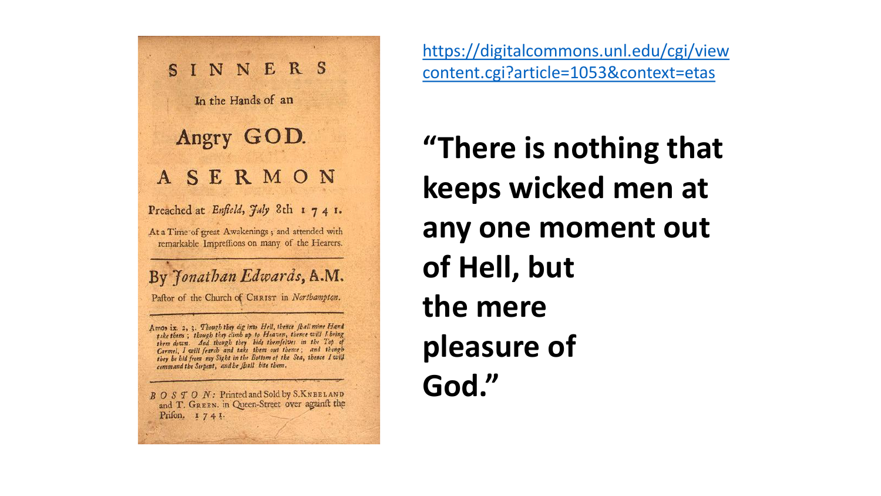SINNERS

In the Hands of an

Angry GOD.

A SERMON

Preached at *Enfield, July* 8th 1741.

At a Time of great Awakenings; and attended with remarkable Impreſſions on many of the Hearers.

By *Jonathan Edwards*, A.M.

Paſtor of the Church of CHRIST in *Northampton*.

Amos ix. 2, 3. *Though they dig into Hell, thence ſhall mine Hand take them; though they climb up to Heaven, thence will I bring them down. And though they hide themſelves in the Top of Carmel, I will ſearch and take them out thence; and though they be hid from my Sight in the Bottom of the Sea, thence I will command the Serpent, and he ſhall bite them.*

*BOSTON*: Printed and Sold by S. KNEELAND and T. GREEN. in Queen-Street over againſt the Priſon. 1741.

https://digitalcommons.unl.edu/cgi/viewcontent.cgi?article=1053&context=etas

**"There is nothing that keeps wicked men at any one moment out of Hell, but the mere pleasure of God."**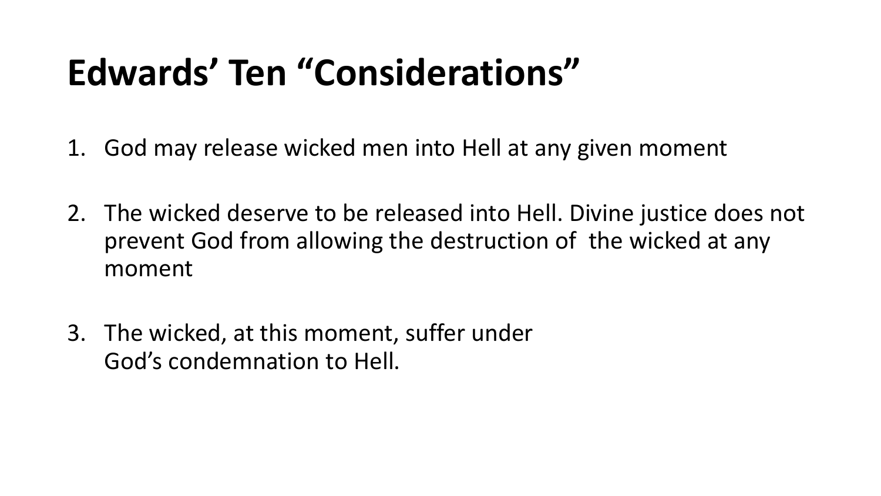# Edwards' Ten "Considerations"

1. God may release wicked men into Hell at any given moment

2. The wicked deserve to be released into Hell. Divine justice does not prevent God from allowing the destruction of the wicked at any moment

3. The wicked, at this moment, suffer under God's condemnation to Hell.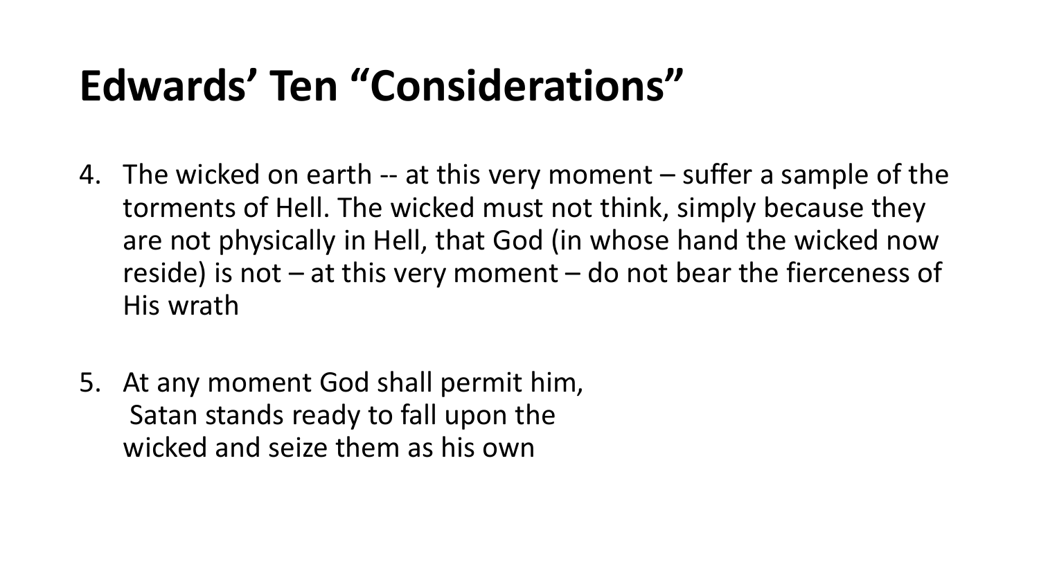# Edwards' Ten "Considerations"

4. The wicked on earth -- at this very moment – suffer a sample of the torments of Hell. The wicked must not think, simply because they are not physically in Hell, that God (in whose hand the wicked now reside) is not – at this very moment – do not bear the fierceness of His wrath

5. At any moment God shall permit him, Satan stands ready to fall upon the wicked and seize them as his own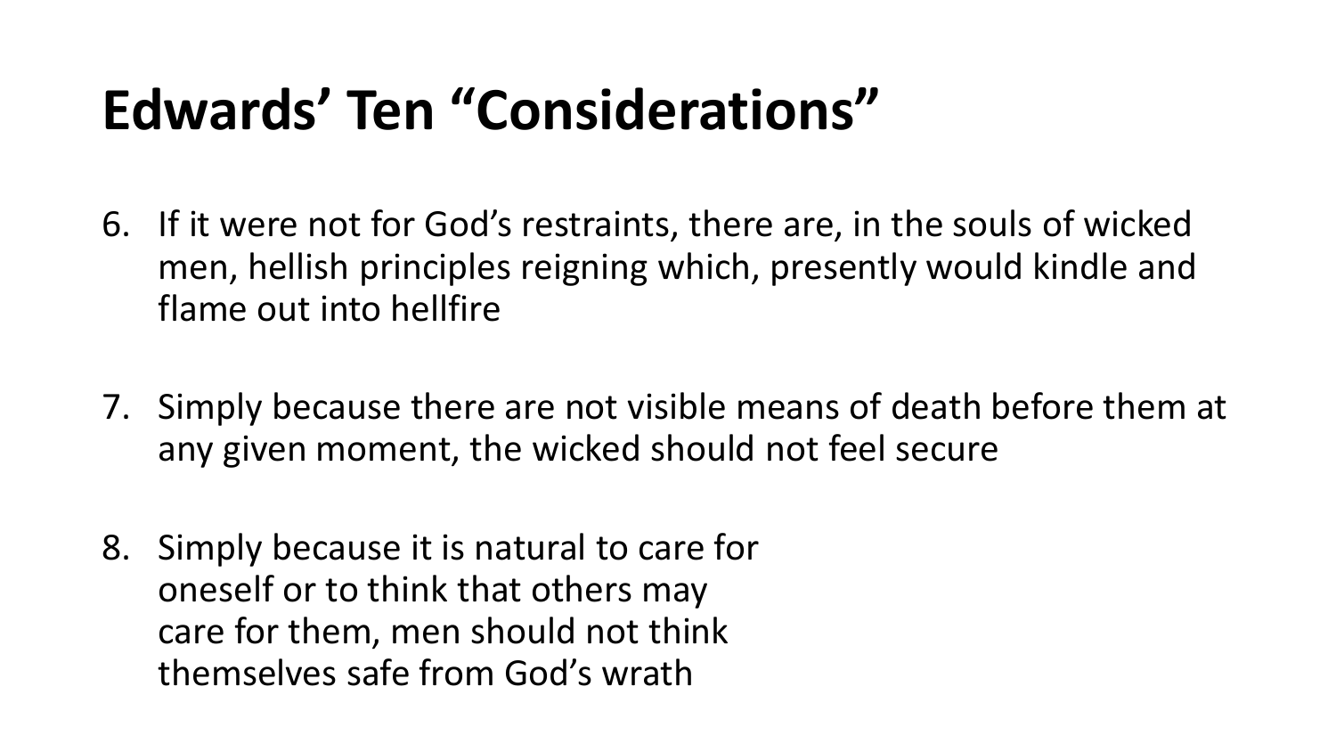# Edwards' Ten "Considerations"

6. If it were not for God's restraints, there are, in the souls of wicked men, hellish principles reigning which, presently would kindle and flame out into hellfire

7. Simply because there are not visible means of death before them at any given moment, the wicked should not feel secure

8. Simply because it is natural to care for oneself or to think that others may care for them, men should not think themselves safe from God's wrath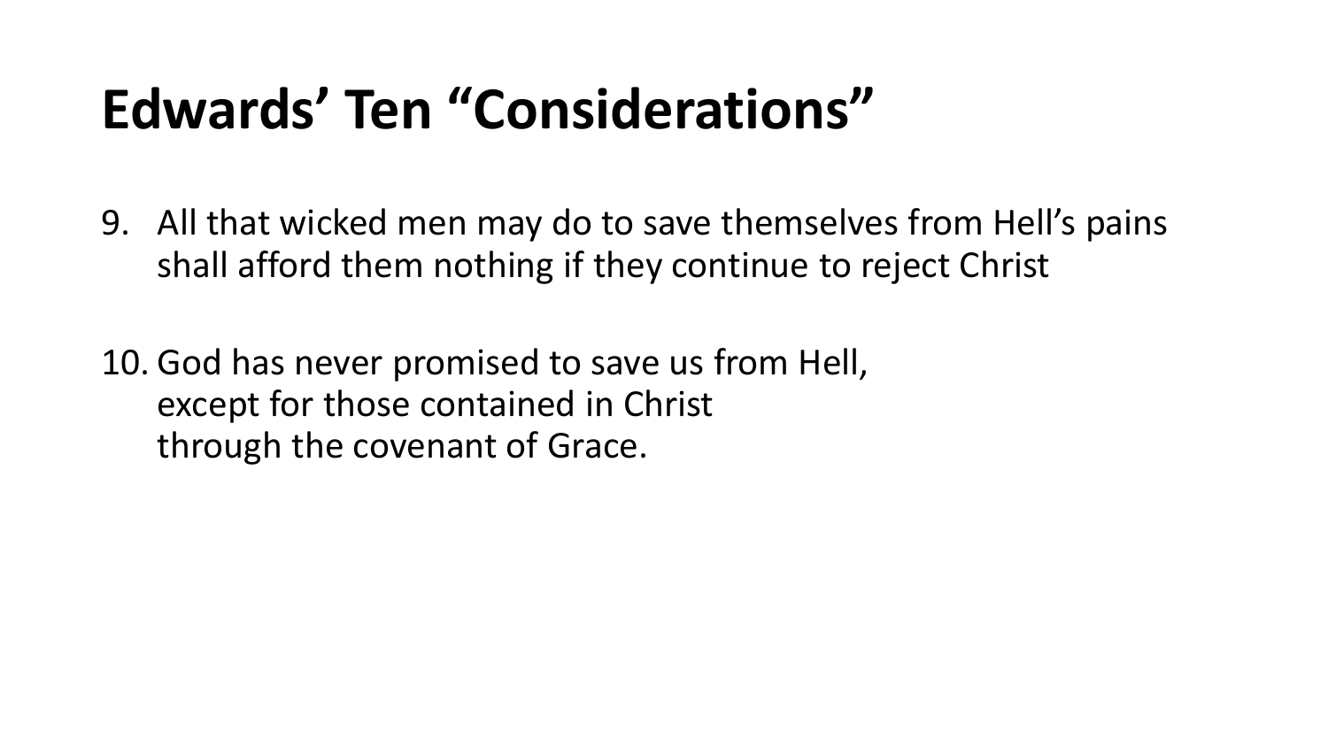# Edwards' Ten "Considerations"

9. All that wicked men may do to save themselves from Hell's pains shall afford them nothing if they continue to reject Christ

10. God has never promised to save us from Hell, except for those contained in Christ through the covenant of Grace.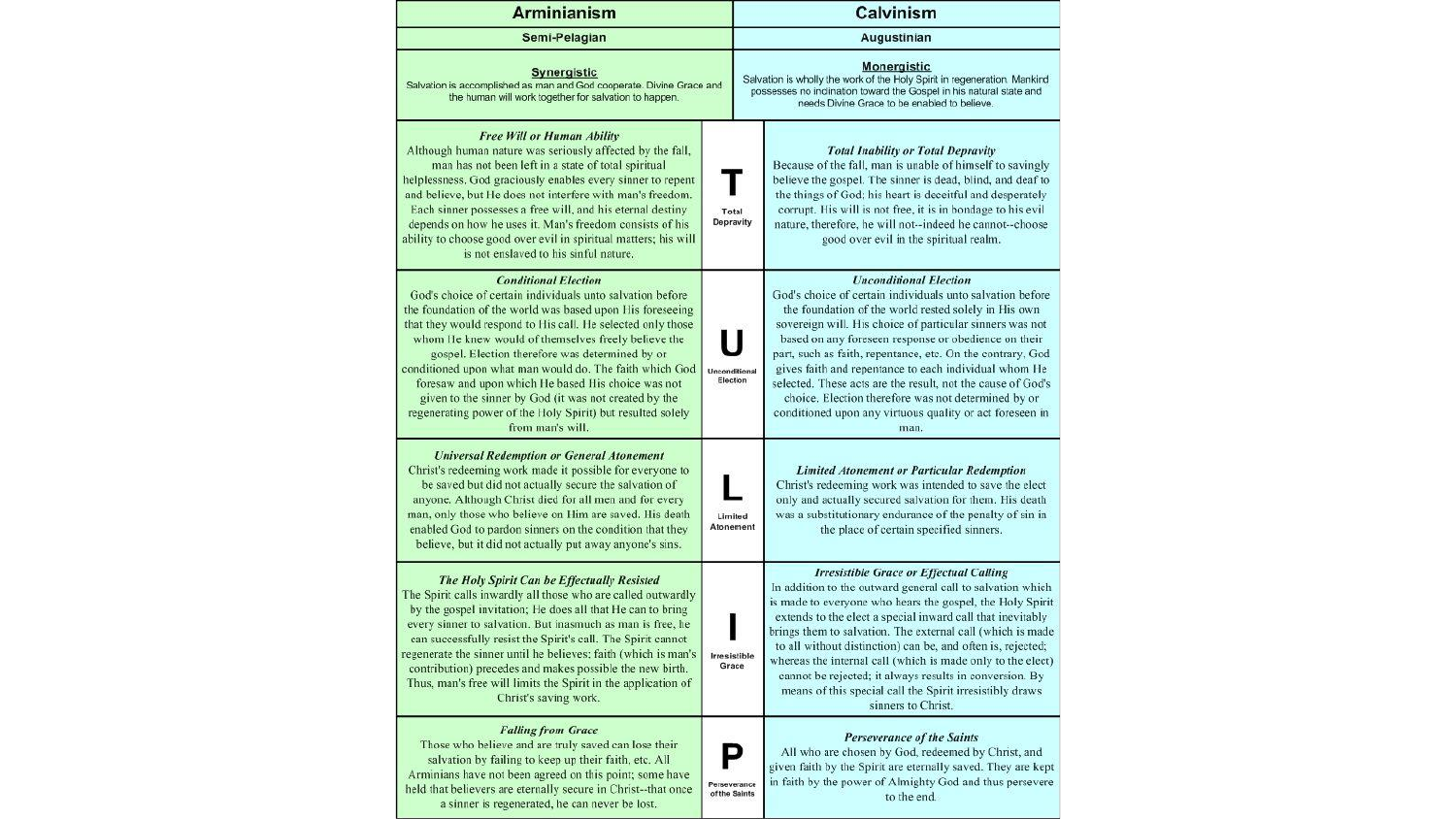| Arminianism | | Calvinism |
|---|---|---|
| **Semi-Pelagian** | | **Augustinian** |
| **Synergistic**<br>Salvation is accomplished as man and God cooperate. Divine Grace and the human will work together for salvation to happen. | | **Monergistic**<br>Salvation is wholly the work of the Holy Spirit in regeneration. Mankind possesses no inclination toward the Gospel in his natural state and needs Divine Grace to be enabled to believe. |
| ***Free Will or Human Ability***<br>Although human nature was seriously affected by the fall, man has not been left in a state of total spiritual helplessness. God graciously enables every sinner to repent and believe, but He does not interfere with man's freedom. Each sinner possesses a free will, and his eternal destiny depends on how he uses it. Man's freedom consists of his ability to choose good over evil in spiritual matters; his will is not enslaved to his sinful nature. | **T**<br>Total Depravity | ***Total Inability or Total Depravity***<br>Because of the fall, man is unable of himself to savingly believe the gospel. The sinner is dead, blind, and deaf to the things of God; his heart is deceitful and desperately corrupt. His will is not free, it is in bondage to his evil nature, therefore, he will not--indeed he cannot--choose good over evil in the spiritual realm. |
| ***Conditional Election***<br>God's choice of certain individuals unto salvation before the foundation of the world was based upon His foreseeing that they would respond to His call. He selected only those whom He knew would of themselves freely believe the gospel. Election therefore was determined by or conditioned upon what man would do. The faith which God foresaw and upon which He based His choice was not given to the sinner by God (it was not created by the regenerating power of the Holy Spirit) but resulted solely from man's will. | **U**<br>Unconditional Election | ***Unconditional Election***<br>God's choice of certain individuals unto salvation before the foundation of the world rested solely in His own sovereign will. His choice of particular sinners was not based on any foreseen response or obedience on their part, such as faith, repentance, etc. On the contrary, God gives faith and repentance to each individual whom He selected. These acts are the result, not the cause of God's choice. Election therefore was not determined by or conditioned upon any virtuous quality or act foreseen in man. |
| ***Universal Redemption or General Atonement***<br>Christ's redeeming work made it possible for everyone to be saved but did not actually secure the salvation of anyone. Although Christ died for all men and for every man, only those who believe on Him are saved. His death enabled God to pardon sinners on the condition that they believe, but it did not actually put away anyone's sins. | **L**<br>Limited Atonement | ***Limited Atonement or Particular Redemption***<br>Christ's redeeming work was intended to save the elect only and actually secured salvation for them. His death was a substitutionary endurance of the penalty of sin in the place of certain specified sinners. |
| ***The Holy Spirit Can be Effectually Resisted***<br>The Spirit calls inwardly all those who are called outwardly by the gospel invitation; He does all that He can to bring every sinner to salvation. But inasmuch as man is free, he can successfully resist the Spirit's call. The Spirit cannot regenerate the sinner until he believes; faith (which is man's contribution) precedes and makes possible the new birth. Thus, man's free will limits the Spirit in the application of Christ's saving work. | **I**<br>Irresistible Grace | ***Irresistible Grace or Effectual Calling***<br>In addition to the outward general call to salvation which is made to everyone who hears the gospel, the Holy Spirit extends to the elect a special inward call that inevitably brings them to salvation. The external call (which is made to all without distinction) can be, and often is, rejected; whereas the internal call (which is made only to the elect) cannot be rejected; it always results in conversion. By means of this special call the Spirit irresistibly draws sinners to Christ. |
| ***Falling from Grace***<br>Those who believe and are truly saved can lose their salvation by failing to keep up their faith, etc. All Arminians have not been agreed on this point; some have held that believers are eternally secure in Christ--that once a sinner is regenerated, he can never be lost. | **P**<br>Perseverance of the Saints | ***Perseverance of the Saints***<br>All who are chosen by God, redeemed by Christ, and given faith by the Spirit are eternally saved. They are kept in faith by the power of Almighty God and thus persevere to the end. |